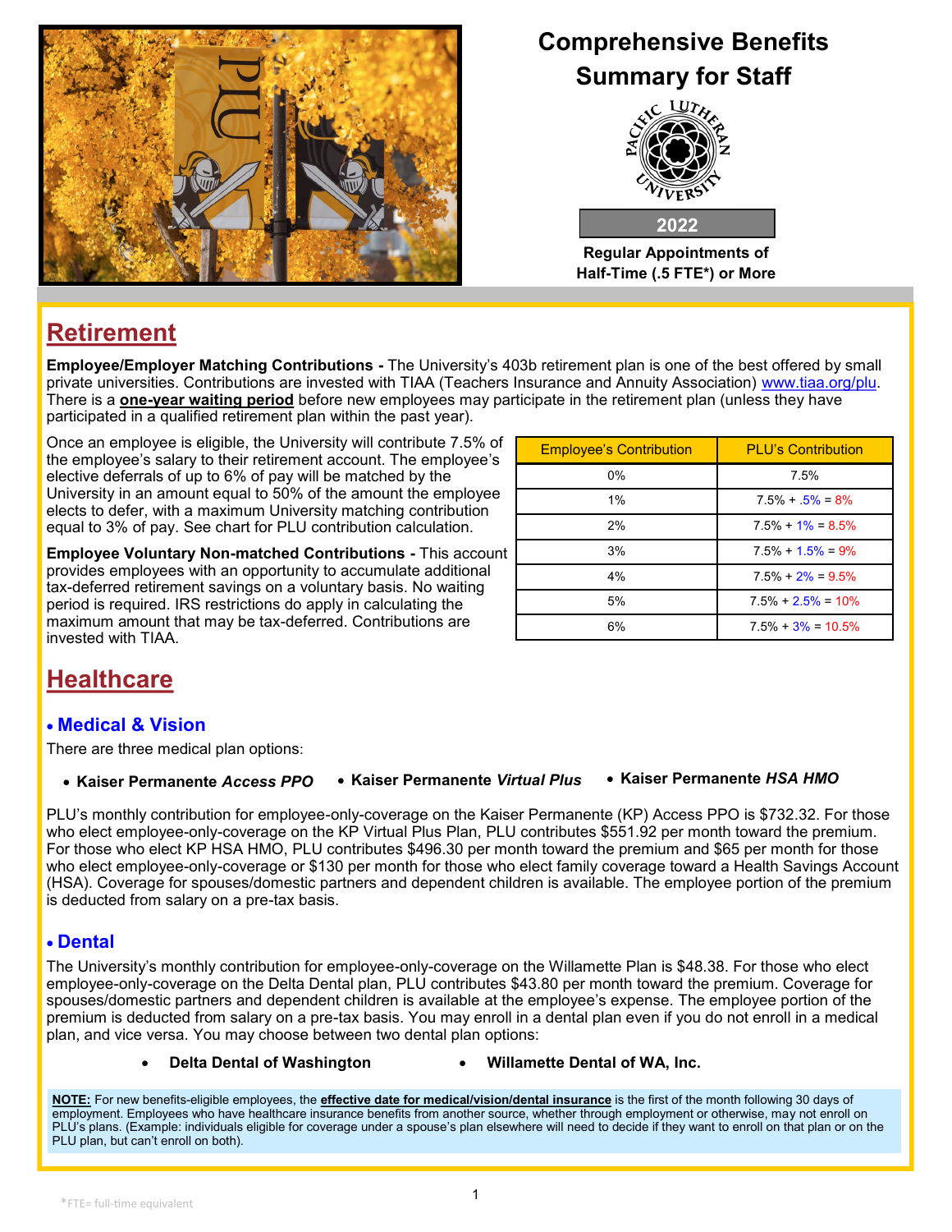# Comprehensive Benefits Summary for Staff

**2022**

**Regular Appointments of Half-Time (.5 FTE*) or More**

## Retirement

**Employee/Employer Matching Contributions -** The University's 403b retirement plan is one of the best offered by small private universities. Contributions are invested with TIAA (Teachers Insurance and Annuity Association) www.tiaa.org/plu. There is a **one-year waiting period** before new employees may participate in the retirement plan (unless they have participated in a qualified retirement plan within the past year).

Once an employee is eligible, the University will contribute 7.5% of the employee's salary to their retirement account. The employee's elective deferrals of up to 6% of pay will be matched by the University in an amount equal to 50% of the amount the employee elects to defer, with a maximum University matching contribution equal to 3% of pay. See chart for PLU contribution calculation.

**Employee Voluntary Non-matched Contributions -** This account provides employees with an opportunity to accumulate additional tax-deferred retirement savings on a voluntary basis. No waiting period is required. IRS restrictions do apply in calculating the maximum amount that may be tax-deferred. Contributions are invested with TIAA.

| Employee's Contribution | PLU's Contribution |
|---|---|
| 0% | 7.5% |
| 1% | 7.5% + .5% = 8% |
| 2% | 7.5% + 1% = 8.5% |
| 3% | 7.5% + 1.5% = 9% |
| 4% | 7.5% + 2% = 9.5% |
| 5% | 7.5% + 2.5% = 10% |
| 6% | 7.5% + 3% = 10.5% |

## Healthcare

### • Medical & Vision

There are three medical plan options:

- **Kaiser Permanente *Access PPO***
- **Kaiser Permanente *Virtual Plus***
- **Kaiser Permanente *HSA HMO***

PLU's monthly contribution for employee-only-coverage on the Kaiser Permanente (KP) Access PPO is $732.32. For those who elect employee-only-coverage on the KP Virtual Plus Plan, PLU contributes $551.92 per month toward the premium. For those who elect KP HSA HMO, PLU contributes $496.30 per month toward the premium and $65 per month for those who elect employee-only-coverage or $130 per month for those who elect family coverage toward a Health Savings Account (HSA). Coverage for spouses/domestic partners and dependent children is available. The employee portion of the premium is deducted from salary on a pre-tax basis.

### • Dental

The University's monthly contribution for employee-only-coverage on the Willamette Plan is $48.38. For those who elect employee-only-coverage on the Delta Dental plan, PLU contributes $43.80 per month toward the premium. Coverage for spouses/domestic partners and dependent children is available at the employee's expense. The employee portion of the premium is deducted from salary on a pre-tax basis. You may enroll in a dental plan even if you do not enroll in a medical plan, and vice versa. You may choose between two dental plan options:

- **Delta Dental of Washington**
- **Willamette Dental of WA, Inc.**

**NOTE:** For new benefits-eligible employees, the **effective date for medical/vision/dental insurance** is the first of the month following 30 days of employment. Employees who have healthcare insurance benefits from another source, whether through employment or otherwise, may not enroll on PLU's plans. (Example: individuals eligible for coverage under a spouse's plan elsewhere will need to decide if they want to enroll on that plan or on the PLU plan, but can't enroll on both).

*FTE= full-time equivalent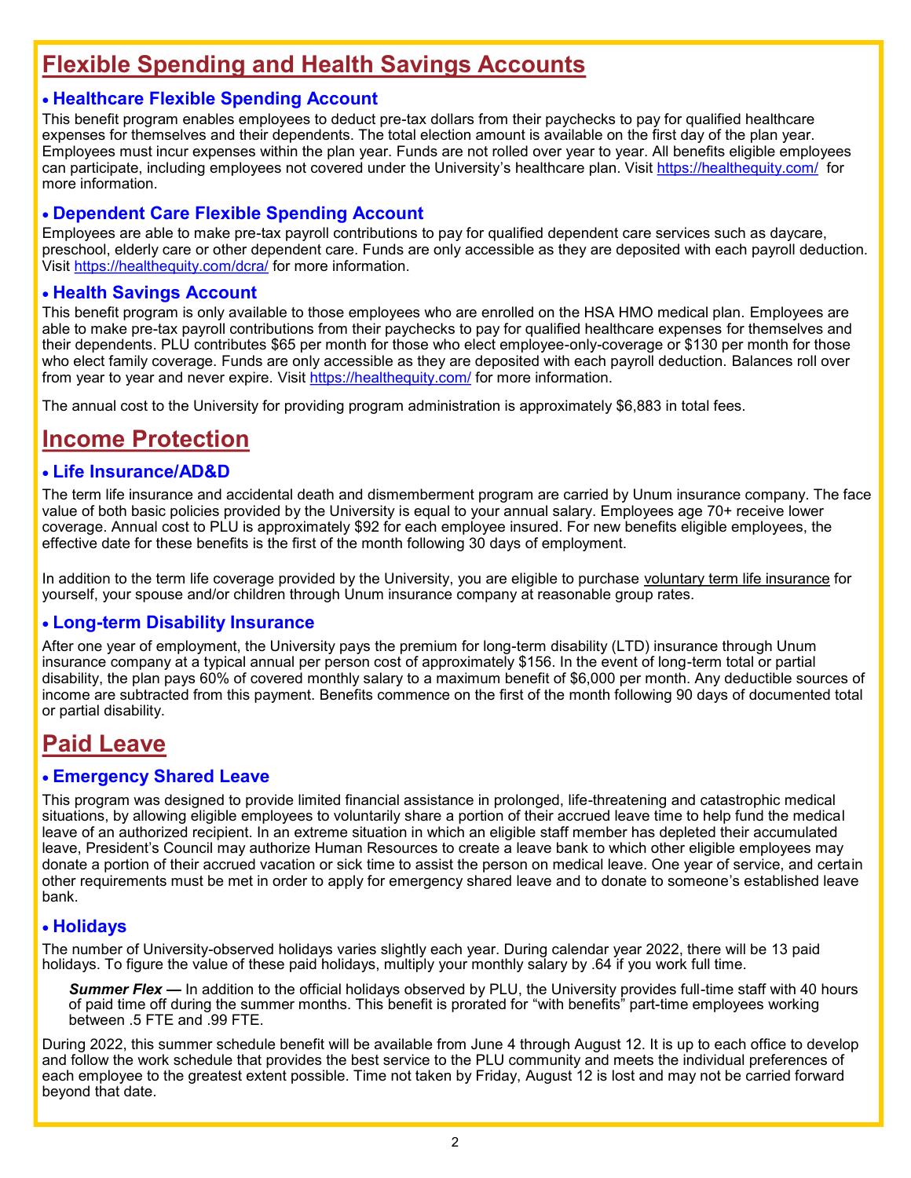# Flexible Spending and Health Savings Accounts

### • Healthcare Flexible Spending Account

This benefit program enables employees to deduct pre-tax dollars from their paychecks to pay for qualified healthcare expenses for themselves and their dependents. The total election amount is available on the first day of the plan year. Employees must incur expenses within the plan year. Funds are not rolled over year to year. All benefits eligible employees can participate, including employees not covered under the University's healthcare plan. Visit https://healthequity.com/ for more information.

### • Dependent Care Flexible Spending Account

Employees are able to make pre-tax payroll contributions to pay for qualified dependent care services such as daycare, preschool, elderly care or other dependent care. Funds are only accessible as they are deposited with each payroll deduction. Visit https://healthequity.com/dcra/ for more information.

### • Health Savings Account

This benefit program is only available to those employees who are enrolled on the HSA HMO medical plan. Employees are able to make pre-tax payroll contributions from their paychecks to pay for qualified healthcare expenses for themselves and their dependents. PLU contributes $65 per month for those who elect employee-only-coverage or $130 per month for those who elect family coverage. Funds are only accessible as they are deposited with each payroll deduction. Balances roll over from year to year and never expire. Visit https://healthequity.com/ for more information.

The annual cost to the University for providing program administration is approximately $6,883 in total fees.

# Income Protection

### • Life Insurance/AD&D

The term life insurance and accidental death and dismemberment program are carried by Unum insurance company. The face value of both basic policies provided by the University is equal to your annual salary. Employees age 70+ receive lower coverage. Annual cost to PLU is approximately $92 for each employee insured. For new benefits eligible employees, the effective date for these benefits is the first of the month following 30 days of employment.

In addition to the term life coverage provided by the University, you are eligible to purchase voluntary term life insurance for yourself, your spouse and/or children through Unum insurance company at reasonable group rates.

### • Long-term Disability Insurance

After one year of employment, the University pays the premium for long-term disability (LTD) insurance through Unum insurance company at a typical annual per person cost of approximately $156. In the event of long-term total or partial disability, the plan pays 60% of covered monthly salary to a maximum benefit of $6,000 per month. Any deductible sources of income are subtracted from this payment. Benefits commence on the first of the month following 90 days of documented total or partial disability.

# Paid Leave

### • Emergency Shared Leave

This program was designed to provide limited financial assistance in prolonged, life-threatening and catastrophic medical situations, by allowing eligible employees to voluntarily share a portion of their accrued leave time to help fund the medical leave of an authorized recipient. In an extreme situation in which an eligible staff member has depleted their accumulated leave, President's Council may authorize Human Resources to create a leave bank to which other eligible employees may donate a portion of their accrued vacation or sick time to assist the person on medical leave. One year of service, and certain other requirements must be met in order to apply for emergency shared leave and to donate to someone's established leave bank.

### • Holidays

The number of University-observed holidays varies slightly each year. During calendar year 2022, there will be 13 paid holidays. To figure the value of these paid holidays, multiply your monthly salary by .64 if you work full time.

***Summer Flex —*** In addition to the official holidays observed by PLU, the University provides full-time staff with 40 hours of paid time off during the summer months. This benefit is prorated for "with benefits" part-time employees working between .5 FTE and .99 FTE.

During 2022, this summer schedule benefit will be available from June 4 through August 12. It is up to each office to develop and follow the work schedule that provides the best service to the PLU community and meets the individual preferences of each employee to the greatest extent possible. Time not taken by Friday, August 12 is lost and may not be carried forward beyond that date.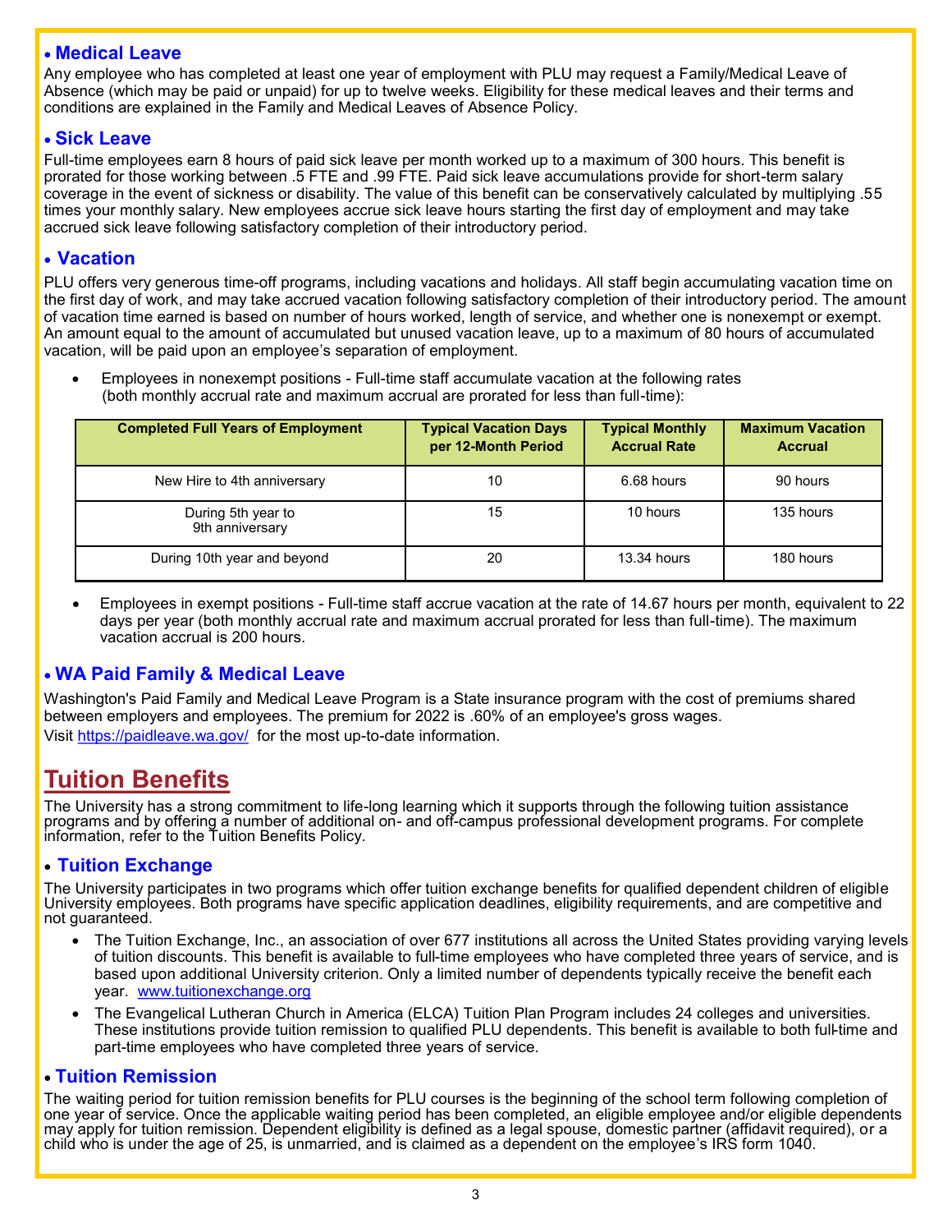### • Medical Leave

Any employee who has completed at least one year of employment with PLU may request a Family/Medical Leave of Absence (which may be paid or unpaid) for up to twelve weeks. Eligibility for these medical leaves and their terms and conditions are explained in the Family and Medical Leaves of Absence Policy.

### • Sick Leave

Full-time employees earn 8 hours of paid sick leave per month worked up to a maximum of 300 hours. This benefit is prorated for those working between .5 FTE and .99 FTE. Paid sick leave accumulations provide for short-term salary coverage in the event of sickness or disability. The value of this benefit can be conservatively calculated by multiplying .55 times your monthly salary. New employees accrue sick leave hours starting the first day of employment and may take accrued sick leave following satisfactory completion of their introductory period.

### • Vacation

PLU offers very generous time-off programs, including vacations and holidays. All staff begin accumulating vacation time on the first day of work, and may take accrued vacation following satisfactory completion of their introductory period. The amount of vacation time earned is based on number of hours worked, length of service, and whether one is nonexempt or exempt. An amount equal to the amount of accumulated but unused vacation leave, up to a maximum of 80 hours of accumulated vacation, will be paid upon an employee's separation of employment.

- Employees in nonexempt positions - Full-time staff accumulate vacation at the following rates (both monthly accrual rate and maximum accrual are prorated for less than full-time):

| Completed Full Years of Employment | Typical Vacation Days per 12-Month Period | Typical Monthly Accrual Rate | Maximum Vacation Accrual |
|---|---|---|---|
| New Hire to 4th anniversary | 10 | 6.68 hours | 90 hours |
| During 5th year to 9th anniversary | 15 | 10 hours | 135 hours |
| During 10th year and beyond | 20 | 13.34 hours | 180 hours |

- Employees in exempt positions - Full-time staff accrue vacation at the rate of 14.67 hours per month, equivalent to 22 days per year (both monthly accrual rate and maximum accrual prorated for less than full-time). The maximum vacation accrual is 200 hours.

### • WA Paid Family & Medical Leave

Washington's Paid Family and Medical Leave Program is a State insurance program with the cost of premiums shared between employers and employees. The premium for 2022 is .60% of an employee's gross wages.
Visit https://paidleave.wa.gov/ for the most up-to-date information.

## Tuition Benefits

The University has a strong commitment to life-long learning which it supports through the following tuition assistance programs and by offering a number of additional on- and off-campus professional development programs. For complete information, refer to the Tuition Benefits Policy.

### • Tuition Exchange

The University participates in two programs which offer tuition exchange benefits for qualified dependent children of eligible University employees. Both programs have specific application deadlines, eligibility requirements, and are competitive and not guaranteed.

- The Tuition Exchange, Inc., an association of over 677 institutions all across the United States providing varying levels of tuition discounts. This benefit is available to full-time employees who have completed three years of service, and is based upon additional University criterion. Only a limited number of dependents typically receive the benefit each year. www.tuitionexchange.org
- The Evangelical Lutheran Church in America (ELCA) Tuition Plan Program includes 24 colleges and universities. These institutions provide tuition remission to qualified PLU dependents. This benefit is available to both full-time and part-time employees who have completed three years of service.

### • Tuition Remission

The waiting period for tuition remission benefits for PLU courses is the beginning of the school term following completion of one year of service. Once the applicable waiting period has been completed, an eligible employee and/or eligible dependents may apply for tuition remission. Dependent eligibility is defined as a legal spouse, domestic partner (affidavit required), or a child who is under the age of 25, is unmarried, and is claimed as a dependent on the employee's IRS form 1040.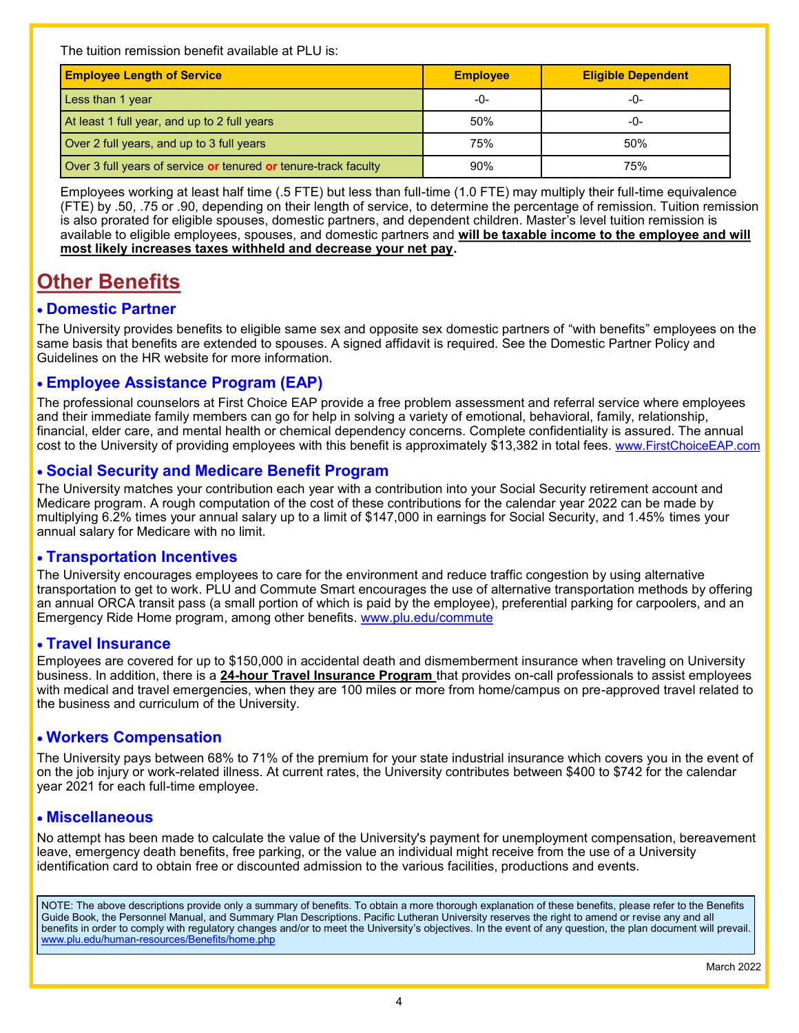The tuition remission benefit available at PLU is:

| Employee Length of Service | Employee | Eligible Dependent |
| --- | --- | --- |
| Less than 1 year | -0- | -0- |
| At least 1 full year, and up to 2 full years | 50% | -0- |
| Over 2 full years, and up to 3 full years | 75% | 50% |
| Over 3 full years of service **or** tenured **or** tenure-track faculty | 90% | 75% |

Employees working at least half time (.5 FTE) but less than full-time (1.0 FTE) may multiply their full-time equivalence (FTE) by .50, .75 or .90, depending on their length of service, to determine the percentage of remission. Tuition remission is also prorated for eligible spouses, domestic partners, and dependent children. Master's level tuition remission is available to eligible employees, spouses, and domestic partners and **will be taxable income to the employee and will most likely increases taxes withheld and decrease your net pay**.

# Other Benefits

## • Domestic Partner

The University provides benefits to eligible same sex and opposite sex domestic partners of "with benefits" employees on the same basis that benefits are extended to spouses. A signed affidavit is required. See the Domestic Partner Policy and Guidelines on the HR website for more information.

## • Employee Assistance Program (EAP)

The professional counselors at First Choice EAP provide a free problem assessment and referral service where employees and their immediate family members can go for help in solving a variety of emotional, behavioral, family, relationship, financial, elder care, and mental health or chemical dependency concerns. Complete confidentiality is assured. The annual cost to the University of providing employees with this benefit is approximately $13,382 in total fees. www.FirstChoiceEAP.com

## • Social Security and Medicare Benefit Program

The University matches your contribution each year with a contribution into your Social Security retirement account and Medicare program. A rough computation of the cost of these contributions for the calendar year 2022 can be made by multiplying 6.2% times your annual salary up to a limit of $147,000 in earnings for Social Security, and 1.45% times your annual salary for Medicare with no limit.

## • Transportation Incentives

The University encourages employees to care for the environment and reduce traffic congestion by using alternative transportation to get to work. PLU and Commute Smart encourages the use of alternative transportation methods by offering an annual ORCA transit pass (a small portion of which is paid by the employee), preferential parking for carpoolers, and an Emergency Ride Home program, among other benefits. www.plu.edu/commute

## • Travel Insurance

Employees are covered for up to $150,000 in accidental death and dismemberment insurance when traveling on University business. In addition, there is a **24-hour Travel Insurance Program** that provides on-call professionals to assist employees with medical and travel emergencies, when they are 100 miles or more from home/campus on pre-approved travel related to the business and curriculum of the University.

## • Workers Compensation

The University pays between 68% to 71% of the premium for your state industrial insurance which covers you in the event of on the job injury or work-related illness. At current rates, the University contributes between $400 to $742 for the calendar year 2021 for each full-time employee.

## • Miscellaneous

No attempt has been made to calculate the value of the University's payment for unemployment compensation, bereavement leave, emergency death benefits, free parking, or the value an individual might receive from the use of a University identification card to obtain free or discounted admission to the various facilities, productions and events.

NOTE: The above descriptions provide only a summary of benefits. To obtain a more thorough explanation of these benefits, please refer to the Benefits Guide Book, the Personnel Manual, and Summary Plan Descriptions. Pacific Lutheran University reserves the right to amend or revise any and all benefits in order to comply with regulatory changes and/or to meet the University's objectives. In the event of any question, the plan document will prevail. www.plu.edu/human-resources/Benefits/home.php

March 2022